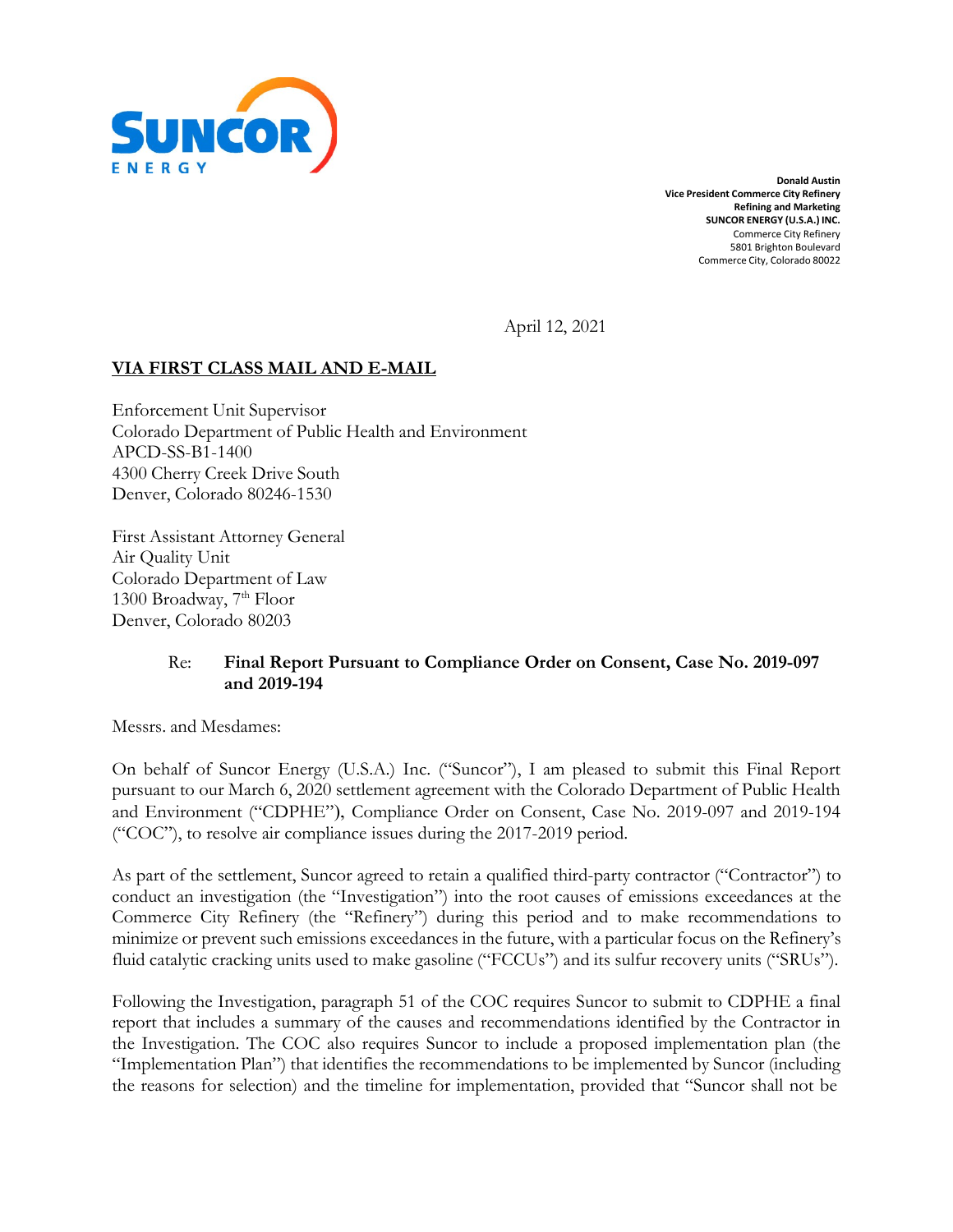SUNCOR ENERGY

**Donald Austin**
**Vice President Commerce City Refinery**
**Refining and Marketing**
**SUNCOR ENERGY (U.S.A.) INC.**
Commerce City Refinery
5801 Brighton Boulevard
Commerce City, Colorado 80022

April 12, 2021

**VIA FIRST CLASS MAIL AND E-MAIL**

Enforcement Unit Supervisor
Colorado Department of Public Health and Environment
APCD-SS-B1-1400
4300 Cherry Creek Drive South
Denver, Colorado 80246-1530

First Assistant Attorney General
Air Quality Unit
Colorado Department of Law
1300 Broadway, 7th Floor
Denver, Colorado 80203

Re: **Final Report Pursuant to Compliance Order on Consent, Case No. 2019-097 and 2019-194**

Messrs. and Mesdames:

On behalf of Suncor Energy (U.S.A.) Inc. ("Suncor"), I am pleased to submit this Final Report pursuant to our March 6, 2020 settlement agreement with the Colorado Department of Public Health and Environment ("CDPHE"), Compliance Order on Consent, Case No. 2019-097 and 2019-194 ("COC"), to resolve air compliance issues during the 2017-2019 period.

As part of the settlement, Suncor agreed to retain a qualified third-party contractor ("Contractor") to conduct an investigation (the "Investigation") into the root causes of emissions exceedances at the Commerce City Refinery (the "Refinery") during this period and to make recommendations to minimize or prevent such emissions exceedances in the future, with a particular focus on the Refinery's fluid catalytic cracking units used to make gasoline ("FCCUs") and its sulfur recovery units ("SRUs").

Following the Investigation, paragraph 51 of the COC requires Suncor to submit to CDPHE a final report that includes a summary of the causes and recommendations identified by the Contractor in the Investigation. The COC also requires Suncor to include a proposed implementation plan (the "Implementation Plan") that identifies the recommendations to be implemented by Suncor (including the reasons for selection) and the timeline for implementation, provided that "Suncor shall not be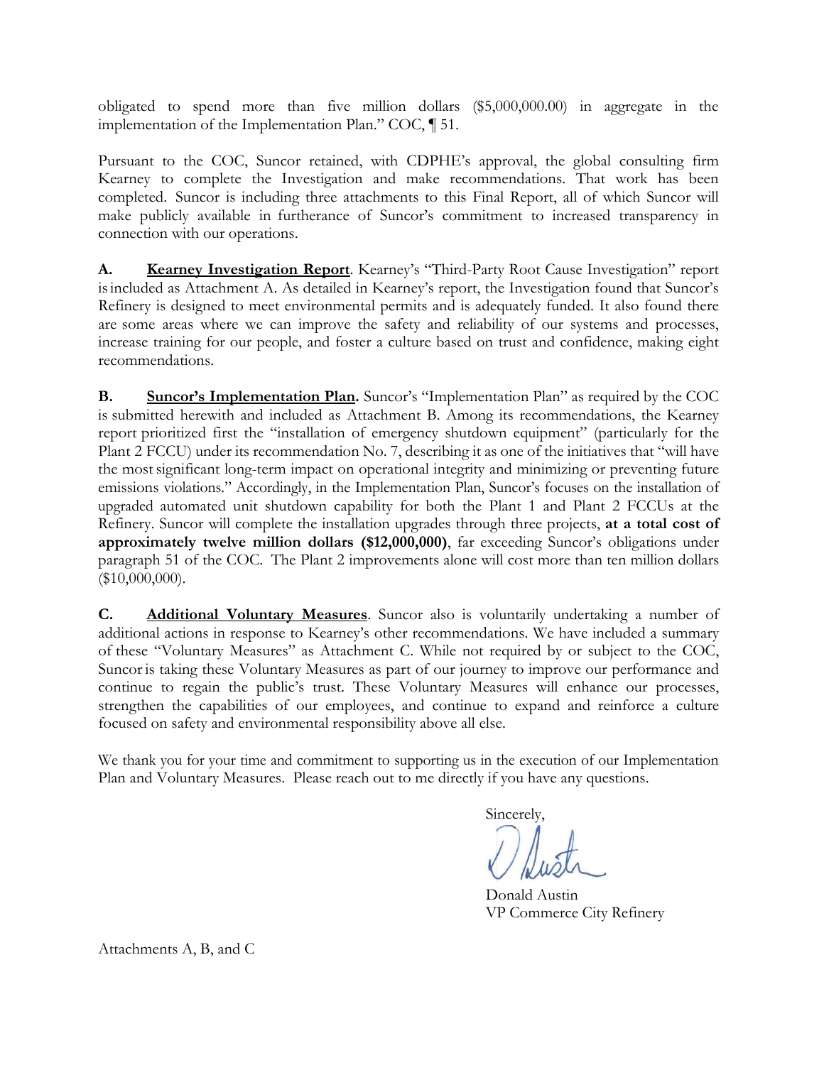obligated to spend more than five million dollars ($5,000,000.00) in aggregate in the implementation of the Implementation Plan." COC, ¶ 51.

Pursuant to the COC, Suncor retained, with CDPHE's approval, the global consulting firm Kearney to complete the Investigation and make recommendations. That work has been completed. Suncor is including three attachments to this Final Report, all of which Suncor will make publicly available in furtherance of Suncor's commitment to increased transparency in connection with our operations.

**A.** **<u>Kearney Investigation Report</u>**. Kearney's "Third-Party Root Cause Investigation" report is included as Attachment A. As detailed in Kearney's report, the Investigation found that Suncor's Refinery is designed to meet environmental permits and is adequately funded. It also found there are some areas where we can improve the safety and reliability of our systems and processes, increase training for our people, and foster a culture based on trust and confidence, making eight recommendations.

**B.** **<u>Suncor's Implementation Plan</u>.** Suncor's "Implementation Plan" as required by the COC is submitted herewith and included as Attachment B. Among its recommendations, the Kearney report prioritized first the "installation of emergency shutdown equipment" (particularly for the Plant 2 FCCU) under its recommendation No. 7, describing it as one of the initiatives that "will have the most significant long-term impact on operational integrity and minimizing or preventing future emissions violations." Accordingly, in the Implementation Plan, Suncor's focuses on the installation of upgraded automated unit shutdown capability for both the Plant 1 and Plant 2 FCCUs at the Refinery. Suncor will complete the installation upgrades through three projects, **at a total cost of approximately twelve million dollars ($12,000,000)**, far exceeding Suncor's obligations under paragraph 51 of the COC. The Plant 2 improvements alone will cost more than ten million dollars ($10,000,000).

**C.** **<u>Additional Voluntary Measures</u>**. Suncor also is voluntarily undertaking a number of additional actions in response to Kearney's other recommendations. We have included a summary of these "Voluntary Measures" as Attachment C. While not required by or subject to the COC, Suncor is taking these Voluntary Measures as part of our journey to improve our performance and continue to regain the public's trust. These Voluntary Measures will enhance our processes, strengthen the capabilities of our employees, and continue to expand and reinforce a culture focused on safety and environmental responsibility above all else.

We thank you for your time and commitment to supporting us in the execution of our Implementation Plan and Voluntary Measures. Please reach out to me directly if you have any questions.

Sincerely,

Donald Austin
VP Commerce City Refinery

Attachments A, B, and C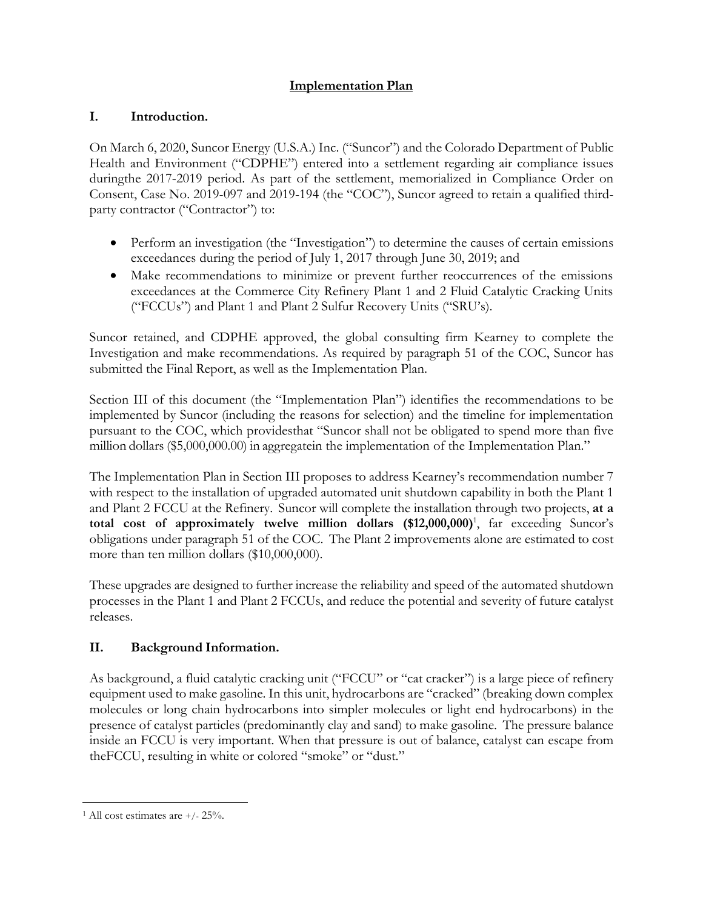# Implementation Plan

## I. Introduction.

On March 6, 2020, Suncor Energy (U.S.A.) Inc. ("Suncor") and the Colorado Department of Public Health and Environment ("CDPHE") entered into a settlement regarding air compliance issues duringthe 2017-2019 period. As part of the settlement, memorialized in Compliance Order on Consent, Case No. 2019-097 and 2019-194 (the "COC"), Suncor agreed to retain a qualified third-party contractor ("Contractor") to:

- Perform an investigation (the "Investigation") to determine the causes of certain emissions exceedances during the period of July 1, 2017 through June 30, 2019; and
- Make recommendations to minimize or prevent further reoccurrences of the emissions exceedances at the Commerce City Refinery Plant 1 and 2 Fluid Catalytic Cracking Units ("FCCUs") and Plant 1 and Plant 2 Sulfur Recovery Units ("SRU's).

Suncor retained, and CDPHE approved, the global consulting firm Kearney to complete the Investigation and make recommendations. As required by paragraph 51 of the COC, Suncor has submitted the Final Report, as well as the Implementation Plan.

Section III of this document (the "Implementation Plan") identifies the recommendations to be implemented by Suncor (including the reasons for selection) and the timeline for implementation pursuant to the COC, which providesthat "Suncor shall not be obligated to spend more than five million dollars ($5,000,000.00) in aggregatein the implementation of the Implementation Plan."

The Implementation Plan in Section III proposes to address Kearney's recommendation number 7 with respect to the installation of upgraded automated unit shutdown capability in both the Plant 1 and Plant 2 FCCU at the Refinery. Suncor will complete the installation through two projects, **at a total cost of approximately twelve million dollars ($12,000,000)**[1], far exceeding Suncor's obligations under paragraph 51 of the COC. The Plant 2 improvements alone are estimated to cost more than ten million dollars ($10,000,000).

These upgrades are designed to further increase the reliability and speed of the automated shutdown processes in the Plant 1 and Plant 2 FCCUs, and reduce the potential and severity of future catalyst releases.

## II. Background Information.

As background, a fluid catalytic cracking unit ("FCCU" or "cat cracker") is a large piece of refinery equipment used to make gasoline. In this unit, hydrocarbons are "cracked" (breaking down complex molecules or long chain hydrocarbons into simpler molecules or light end hydrocarbons) in the presence of catalyst particles (predominantly clay and sand) to make gasoline. The pressure balance inside an FCCU is very important. When that pressure is out of balance, catalyst can escape from theFCCU, resulting in white or colored "smoke" or "dust."

---

[1] All cost estimates are +/- 25%.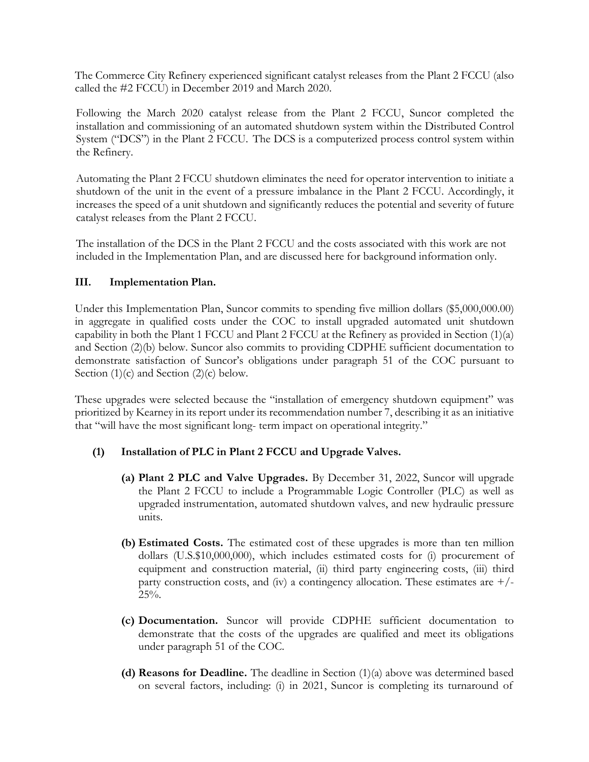The Commerce City Refinery experienced significant catalyst releases from the Plant 2 FCCU (also called the #2 FCCU) in December 2019 and March 2020.

Following the March 2020 catalyst release from the Plant 2 FCCU, Suncor completed the installation and commissioning of an automated shutdown system within the Distributed Control System ("DCS") in the Plant 2 FCCU. The DCS is a computerized process control system within the Refinery.

Automating the Plant 2 FCCU shutdown eliminates the need for operator intervention to initiate a shutdown of the unit in the event of a pressure imbalance in the Plant 2 FCCU. Accordingly, it increases the speed of a unit shutdown and significantly reduces the potential and severity of future catalyst releases from the Plant 2 FCCU.

The installation of the DCS in the Plant 2 FCCU and the costs associated with this work are not included in the Implementation Plan, and are discussed here for background information only.

## III. Implementation Plan.

Under this Implementation Plan, Suncor commits to spending five million dollars ($5,000,000.00) in aggregate in qualified costs under the COC to install upgraded automated unit shutdown capability in both the Plant 1 FCCU and Plant 2 FCCU at the Refinery as provided in Section (1)(a) and Section (2)(b) below. Suncor also commits to providing CDPHE sufficient documentation to demonstrate satisfaction of Suncor's obligations under paragraph 51 of the COC pursuant to Section (1)(c) and Section (2)(c) below.

These upgrades were selected because the "installation of emergency shutdown equipment" was prioritized by Kearney in its report under its recommendation number 7, describing it as an initiative that "will have the most significant long- term impact on operational integrity."

### (1) Installation of PLC in Plant 2 FCCU and Upgrade Valves.

**(a) Plant 2 PLC and Valve Upgrades.** By December 31, 2022, Suncor will upgrade the Plant 2 FCCU to include a Programmable Logic Controller (PLC) as well as upgraded instrumentation, automated shutdown valves, and new hydraulic pressure units.

**(b) Estimated Costs.** The estimated cost of these upgrades is more than ten million dollars (U.S.$10,000,000), which includes estimated costs for (i) procurement of equipment and construction material, (ii) third party engineering costs, (iii) third party construction costs, and (iv) a contingency allocation. These estimates are +/- 25%.

**(c) Documentation.** Suncor will provide CDPHE sufficient documentation to demonstrate that the costs of the upgrades are qualified and meet its obligations under paragraph 51 of the COC.

**(d) Reasons for Deadline.** The deadline in Section (1)(a) above was determined based on several factors, including: (i) in 2021, Suncor is completing its turnaround of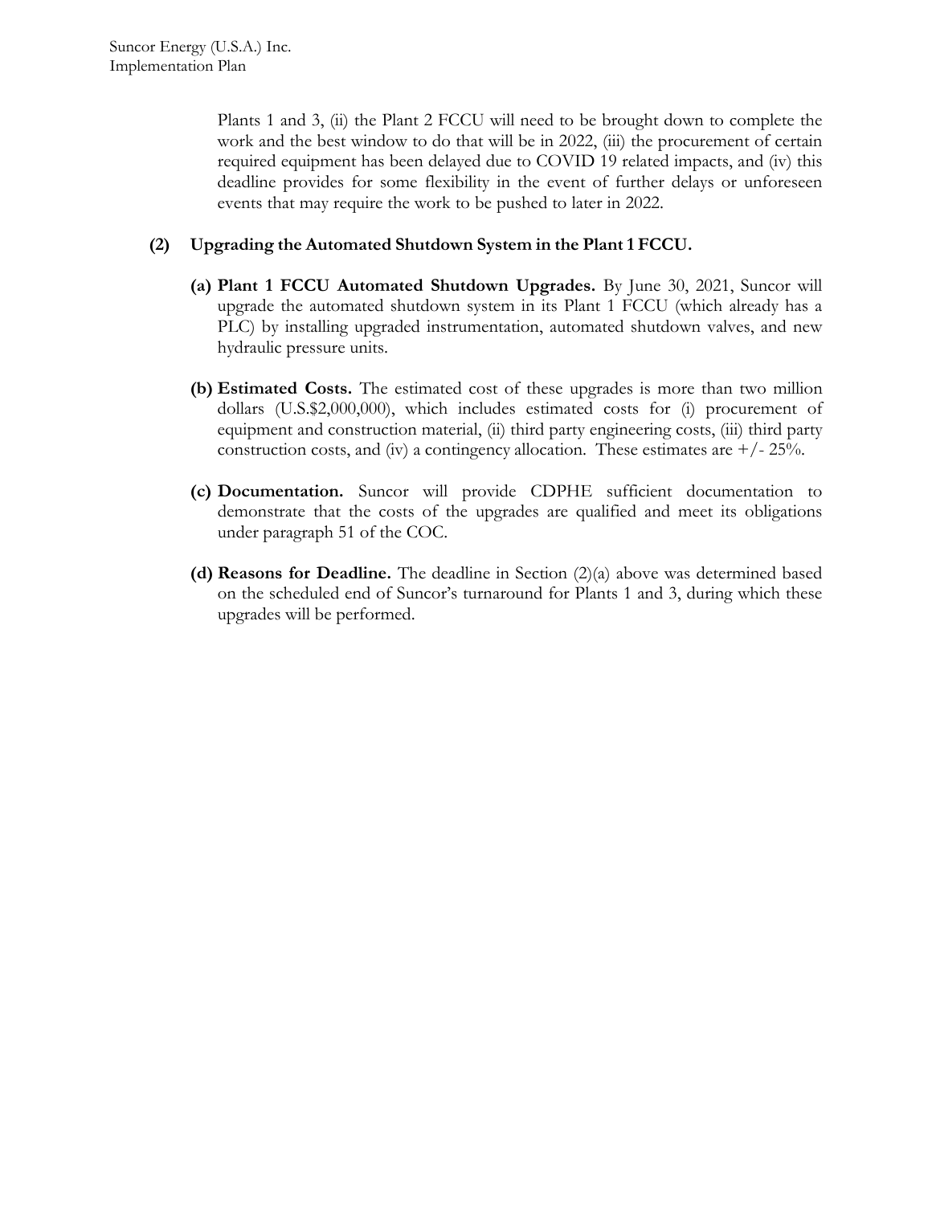Plants 1 and 3, (ii) the Plant 2 FCCU will need to be brought down to complete the work and the best window to do that will be in 2022, (iii) the procurement of certain required equipment has been delayed due to COVID 19 related impacts, and (iv) this deadline provides for some flexibility in the event of further delays or unforeseen events that may require the work to be pushed to later in 2022.

**(2) Upgrading the Automated Shutdown System in the Plant 1 FCCU.**

**(a) Plant 1 FCCU Automated Shutdown Upgrades.** By June 30, 2021, Suncor will upgrade the automated shutdown system in its Plant 1 FCCU (which already has a PLC) by installing upgraded instrumentation, automated shutdown valves, and new hydraulic pressure units.

**(b) Estimated Costs.** The estimated cost of these upgrades is more than two million dollars (U.S.$2,000,000), which includes estimated costs for (i) procurement of equipment and construction material, (ii) third party engineering costs, (iii) third party construction costs, and (iv) a contingency allocation. These estimates are +/- 25%.

**(c) Documentation.** Suncor will provide CDPHE sufficient documentation to demonstrate that the costs of the upgrades are qualified and meet its obligations under paragraph 51 of the COC.

**(d) Reasons for Deadline.** The deadline in Section (2)(a) above was determined based on the scheduled end of Suncor's turnaround for Plants 1 and 3, during which these upgrades will be performed.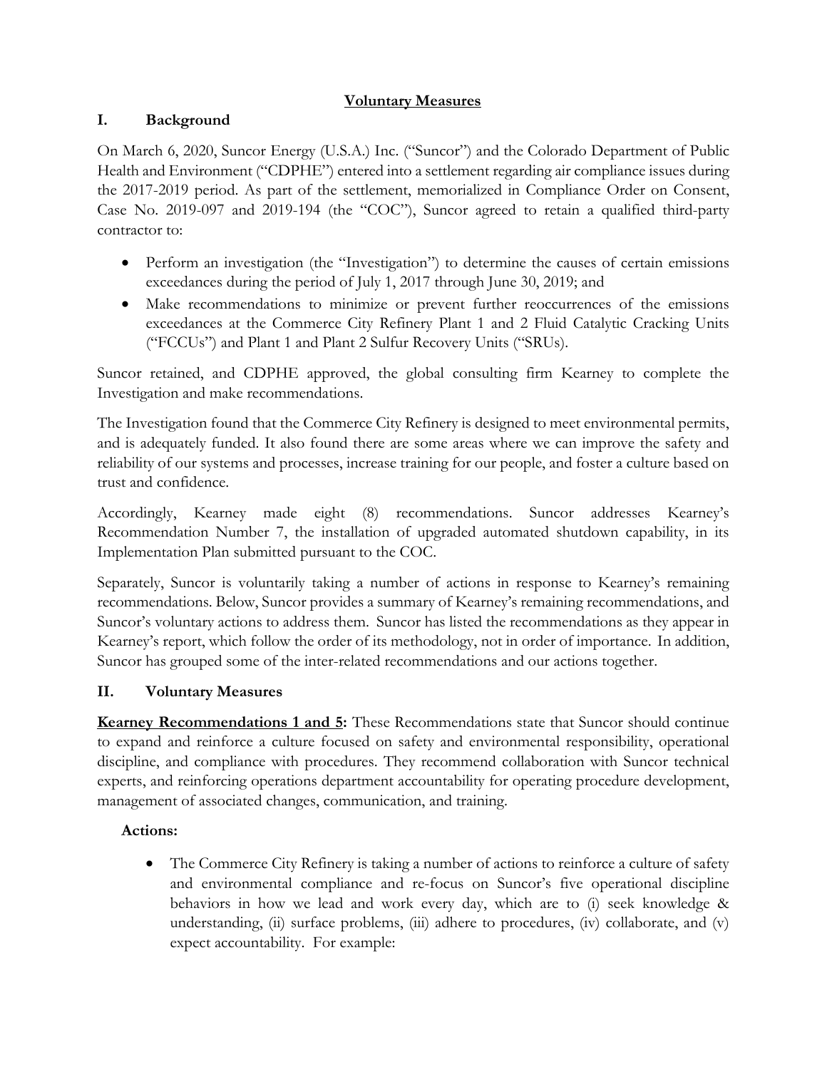## Voluntary Measures

## I. Background

On March 6, 2020, Suncor Energy (U.S.A.) Inc. ("Suncor") and the Colorado Department of Public Health and Environment ("CDPHE") entered into a settlement regarding air compliance issues during the 2017-2019 period. As part of the settlement, memorialized in Compliance Order on Consent, Case No. 2019-097 and 2019-194 (the "COC"), Suncor agreed to retain a qualified third-party contractor to:

- Perform an investigation (the "Investigation") to determine the causes of certain emissions exceedances during the period of July 1, 2017 through June 30, 2019; and
- Make recommendations to minimize or prevent further reoccurrences of the emissions exceedances at the Commerce City Refinery Plant 1 and 2 Fluid Catalytic Cracking Units ("FCCUs") and Plant 1 and Plant 2 Sulfur Recovery Units ("SRUs).

Suncor retained, and CDPHE approved, the global consulting firm Kearney to complete the Investigation and make recommendations.

The Investigation found that the Commerce City Refinery is designed to meet environmental permits, and is adequately funded. It also found there are some areas where we can improve the safety and reliability of our systems and processes, increase training for our people, and foster a culture based on trust and confidence.

Accordingly, Kearney made eight (8) recommendations. Suncor addresses Kearney's Recommendation Number 7, the installation of upgraded automated shutdown capability, in its Implementation Plan submitted pursuant to the COC.

Separately, Suncor is voluntarily taking a number of actions in response to Kearney's remaining recommendations. Below, Suncor provides a summary of Kearney's remaining recommendations, and Suncor's voluntary actions to address them. Suncor has listed the recommendations as they appear in Kearney's report, which follow the order of its methodology, not in order of importance. In addition, Suncor has grouped some of the inter-related recommendations and our actions together.

## II. Voluntary Measures

**Kearney Recommendations 1 and 5:** These Recommendations state that Suncor should continue to expand and reinforce a culture focused on safety and environmental responsibility, operational discipline, and compliance with procedures. They recommend collaboration with Suncor technical experts, and reinforcing operations department accountability for operating procedure development, management of associated changes, communication, and training.

**Actions:**

- The Commerce City Refinery is taking a number of actions to reinforce a culture of safety and environmental compliance and re-focus on Suncor's five operational discipline behaviors in how we lead and work every day, which are to (i) seek knowledge & understanding, (ii) surface problems, (iii) adhere to procedures, (iv) collaborate, and (v) expect accountability. For example: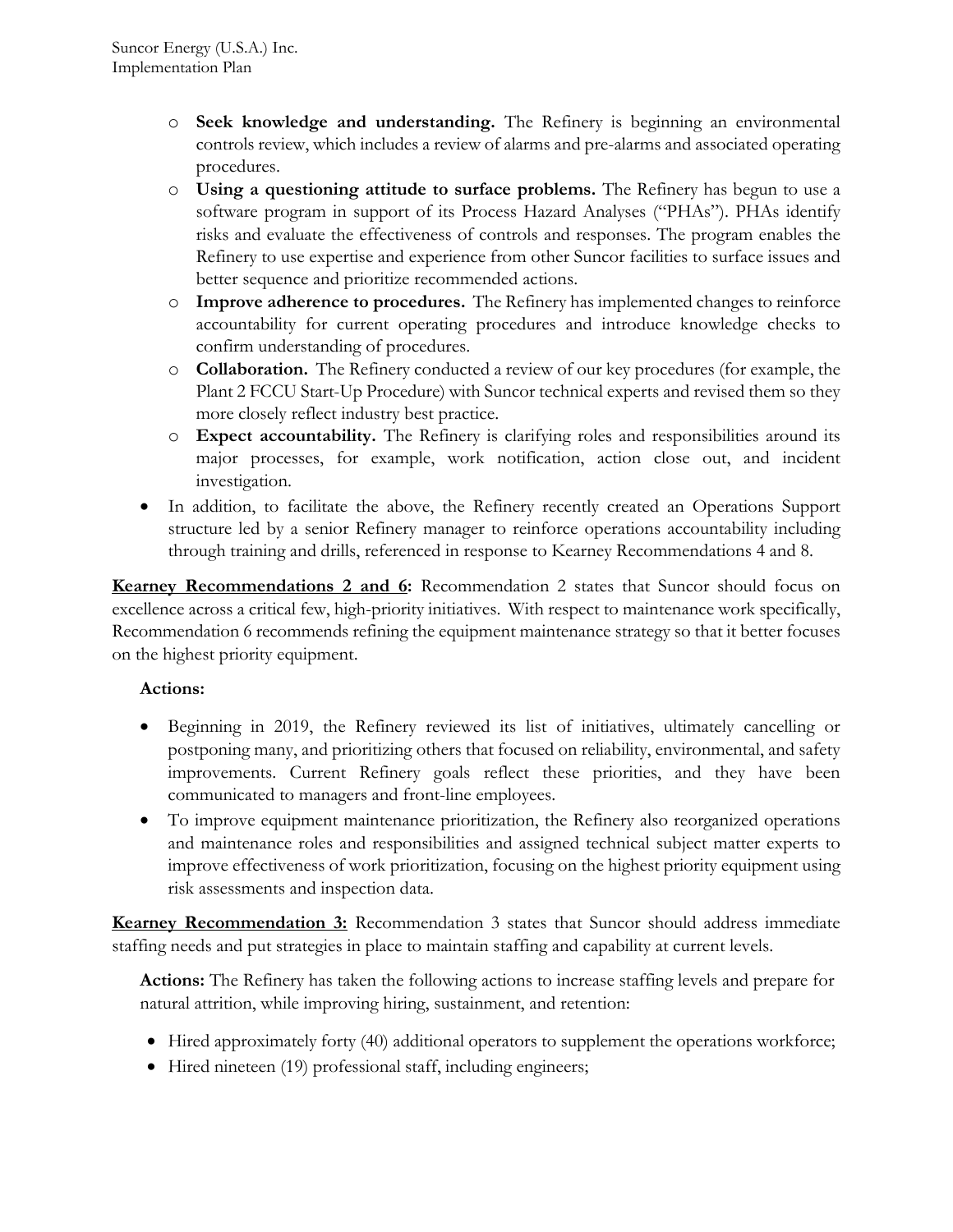- **Seek knowledge and understanding.** The Refinery is beginning an environmental controls review, which includes a review of alarms and pre-alarms and associated operating procedures.
  - **Using a questioning attitude to surface problems.** The Refinery has begun to use a software program in support of its Process Hazard Analyses ("PHAs"). PHAs identify risks and evaluate the effectiveness of controls and responses. The program enables the Refinery to use expertise and experience from other Suncor facilities to surface issues and better sequence and prioritize recommended actions.
  - **Improve adherence to procedures.** The Refinery has implemented changes to reinforce accountability for current operating procedures and introduce knowledge checks to confirm understanding of procedures.
  - **Collaboration.** The Refinery conducted a review of our key procedures (for example, the Plant 2 FCCU Start-Up Procedure) with Suncor technical experts and revised them so they more closely reflect industry best practice.
  - **Expect accountability.** The Refinery is clarifying roles and responsibilities around its major processes, for example, work notification, action close out, and incident investigation.
- In addition, to facilitate the above, the Refinery recently created an Operations Support structure led by a senior Refinery manager to reinforce operations accountability including through training and drills, referenced in response to Kearney Recommendations 4 and 8.

**Kearney Recommendations 2 and 6:** Recommendation 2 states that Suncor should focus on excellence across a critical few, high-priority initiatives. With respect to maintenance work specifically, Recommendation 6 recommends refining the equipment maintenance strategy so that it better focuses on the highest priority equipment.

**Actions:**

- Beginning in 2019, the Refinery reviewed its list of initiatives, ultimately cancelling or postponing many, and prioritizing others that focused on reliability, environmental, and safety improvements. Current Refinery goals reflect these priorities, and they have been communicated to managers and front-line employees.
- To improve equipment maintenance prioritization, the Refinery also reorganized operations and maintenance roles and responsibilities and assigned technical subject matter experts to improve effectiveness of work prioritization, focusing on the highest priority equipment using risk assessments and inspection data.

**Kearney Recommendation 3:** Recommendation 3 states that Suncor should address immediate staffing needs and put strategies in place to maintain staffing and capability at current levels.

**Actions:** The Refinery has taken the following actions to increase staffing levels and prepare for natural attrition, while improving hiring, sustainment, and retention:

- Hired approximately forty (40) additional operators to supplement the operations workforce;
- Hired nineteen (19) professional staff, including engineers;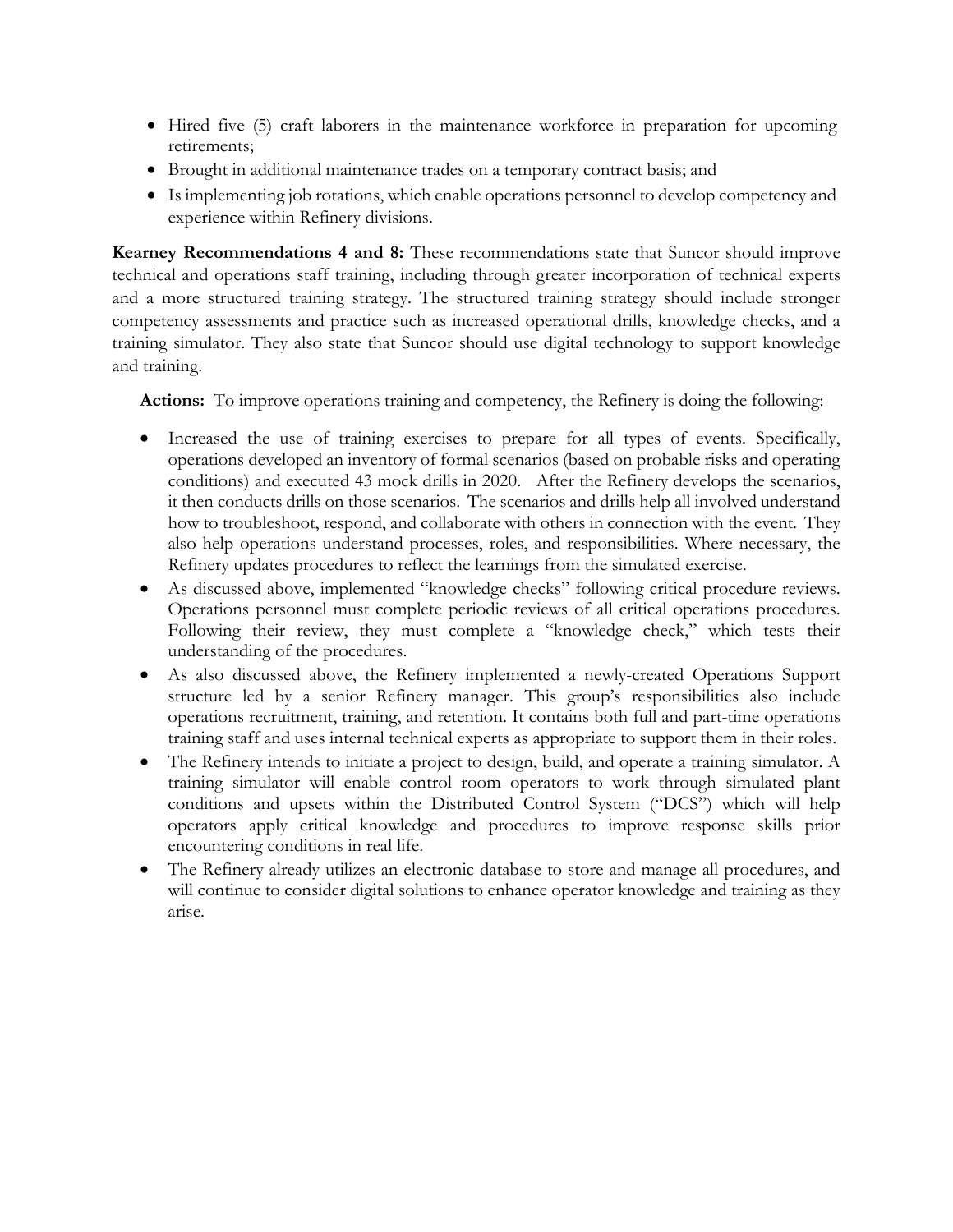- Hired five (5) craft laborers in the maintenance workforce in preparation for upcoming retirements;
- Brought in additional maintenance trades on a temporary contract basis; and
- Is implementing job rotations, which enable operations personnel to develop competency and experience within Refinery divisions.

**Kearney Recommendations 4 and 8:** These recommendations state that Suncor should improve technical and operations staff training, including through greater incorporation of technical experts and a more structured training strategy. The structured training strategy should include stronger competency assessments and practice such as increased operational drills, knowledge checks, and a training simulator. They also state that Suncor should use digital technology to support knowledge and training.

**Actions:** To improve operations training and competency, the Refinery is doing the following:

- Increased the use of training exercises to prepare for all types of events. Specifically, operations developed an inventory of formal scenarios (based on probable risks and operating conditions) and executed 43 mock drills in 2020. After the Refinery develops the scenarios, it then conducts drills on those scenarios. The scenarios and drills help all involved understand how to troubleshoot, respond, and collaborate with others in connection with the event. They also help operations understand processes, roles, and responsibilities. Where necessary, the Refinery updates procedures to reflect the learnings from the simulated exercise.
- As discussed above, implemented "knowledge checks" following critical procedure reviews. Operations personnel must complete periodic reviews of all critical operations procedures. Following their review, they must complete a "knowledge check," which tests their understanding of the procedures.
- As also discussed above, the Refinery implemented a newly-created Operations Support structure led by a senior Refinery manager. This group's responsibilities also include operations recruitment, training, and retention. It contains both full and part-time operations training staff and uses internal technical experts as appropriate to support them in their roles.
- The Refinery intends to initiate a project to design, build, and operate a training simulator. A training simulator will enable control room operators to work through simulated plant conditions and upsets within the Distributed Control System ("DCS") which will help operators apply critical knowledge and procedures to improve response skills prior encountering conditions in real life.
- The Refinery already utilizes an electronic database to store and manage all procedures, and will continue to consider digital solutions to enhance operator knowledge and training as they arise.